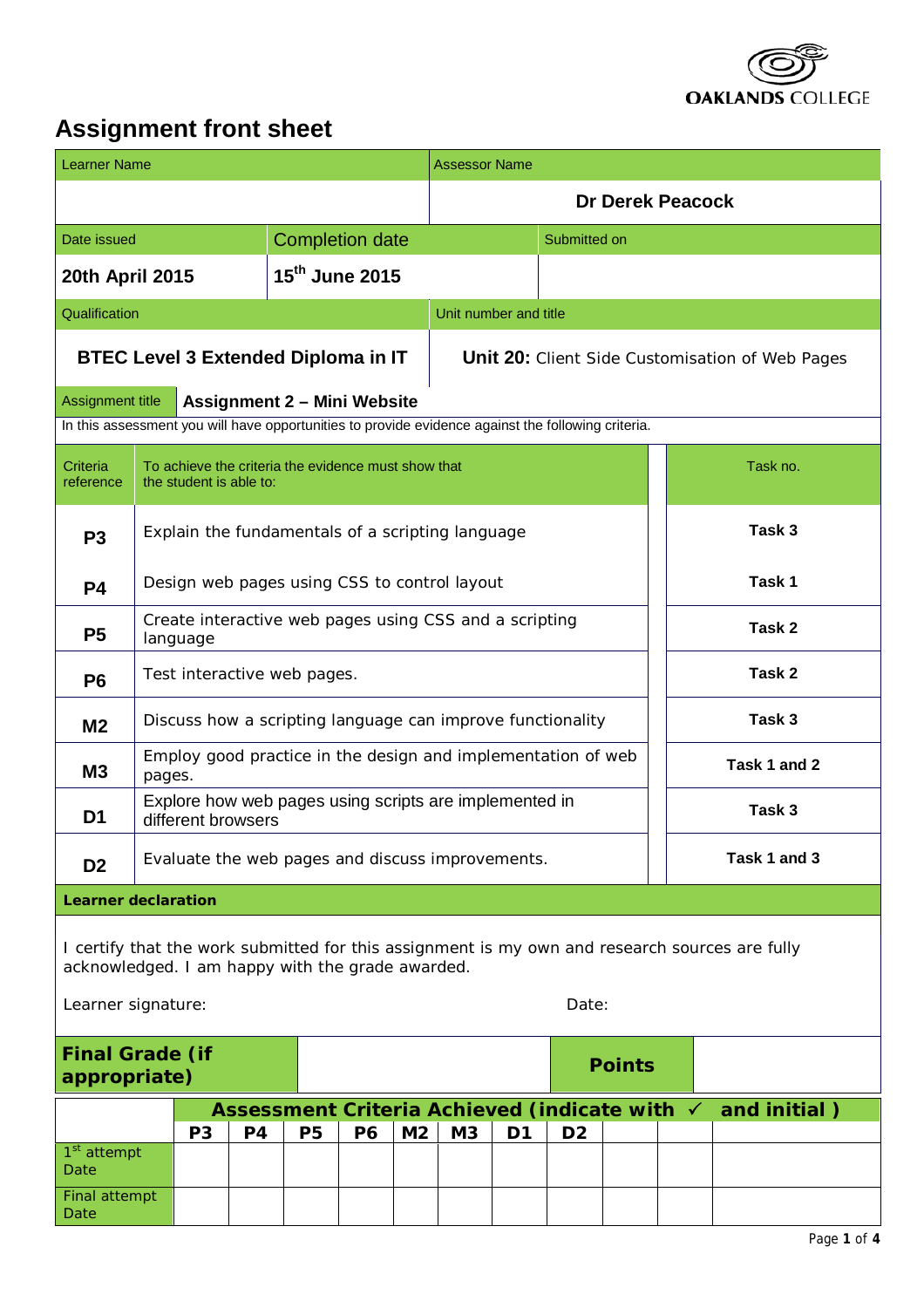OAKLANDS COLLEGE

# Assignment front sheet

| Learner Name | Assessor Name |
|---|---|
| | **Dr Derek Peacock** |

| Date issued | Completion date | Submitted on |
|---|---|---|
| **20th April 2015** | **15th June 2015** | |

| Qualification | Unit number and title |
|---|---|
| **BTEC Level 3 Extended Diploma in IT** | **Unit 20:** Client Side Customisation of Web Pages |

| Assignment title | **Assignment 2 – Mini Website** |
|---|---|

In this assessment you will have opportunities to provide evidence against the following criteria.

| Criteria reference | To achieve the criteria the evidence must show that the student is able to: | Task no. |
|---|---|---|
| **P3** | Explain the fundamentals of a scripting language | **Task 3** |
| **P4** | Design web pages using CSS to control layout | **Task 1** |
| **P5** | Create interactive web pages using CSS and a scripting language | **Task 2** |
| **P6** | Test interactive web pages. | **Task 2** |
| **M2** | Discuss how a scripting language can improve functionality | **Task 3** |
| **M3** | Employ good practice in the design and implementation of web pages. | **Task 1 and 2** |
| **D1** | Explore how web pages using scripts are implemented in different browsers | **Task 3** |
| **D2** | Evaluate the web pages and discuss improvements. | **Task 1 and 3** |

**Learner declaration**

I certify that the work submitted for this assignment is my own and research sources are fully acknowledged. I am happy with the grade awarded.

Learner signature: Date:

| **Final Grade (if appropriate)** | | **Points** | |
|---|---|---|---|

| | **Assessment Criteria Achieved (indicate with ✓ and initial )** | | | | | | | | | | |
|---|---|---|---|---|---|---|---|---|---|---|---|
| | **P3** | **P4** | **P5** | **P6** | **M2** | **M3** | **D1** | **D2** | | | |
| 1st attempt Date | | | | | | | | | | | |
| Final attempt Date | | | | | | | | | | | |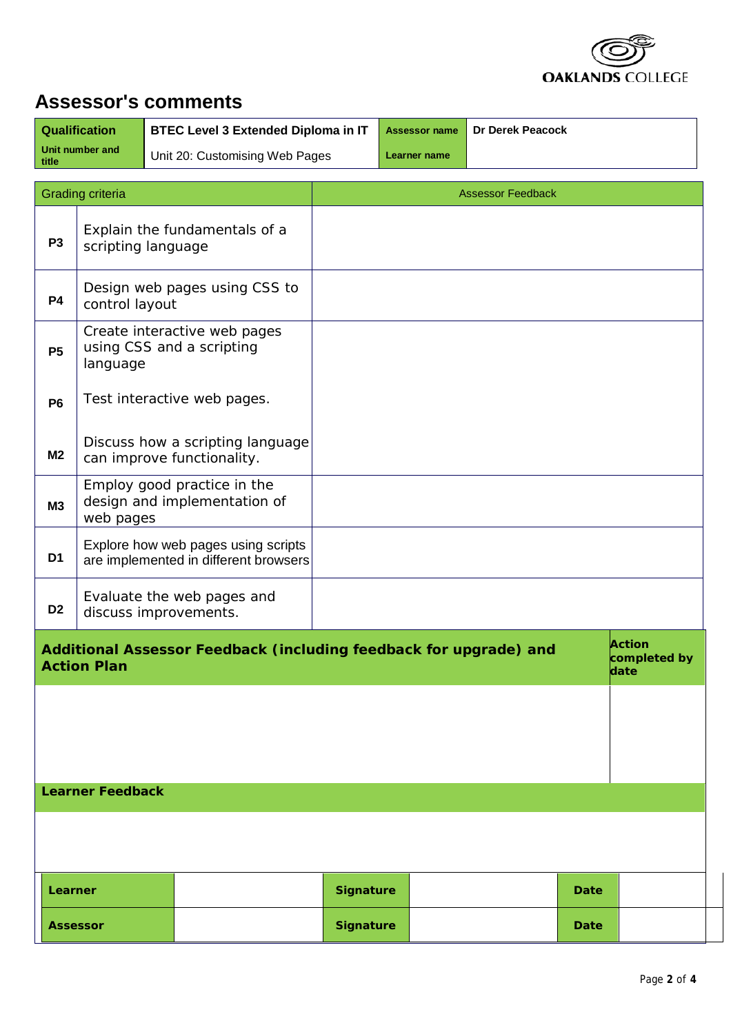## Assessor's comments

| Qualification | BTEC Level 3 Extended Diploma in IT | Assessor name | Dr Derek Peacock |
|---|---|---|---|
| Unit number and title | Unit 20: Customising Web Pages | Learner name | |

| Grading criteria | | Assessor Feedback |
|---|---|---|
| P3 | Explain the fundamentals of a scripting language | |
| P4 | Design web pages using CSS to control layout | |
| P5 | Create interactive web pages using CSS and a scripting language | |
| P6 | Test interactive web pages. | |
| M2 | Discuss how a scripting language can improve functionality. | |
| M3 | Employ good practice in the design and implementation of web pages | |
| D1 | Explore how web pages using scripts are implemented in different browsers | |
| D2 | Evaluate the web pages and discuss improvements. | |

| Additional Assessor Feedback (including feedback for upgrade) and Action Plan | Action completed by date |
|---|---|
| | |

| Learner Feedback |
|---|
| |

| Learner | | Signature | | Date | |
|---|---|---|---|---|---|
| Assessor | | Signature | | Date | |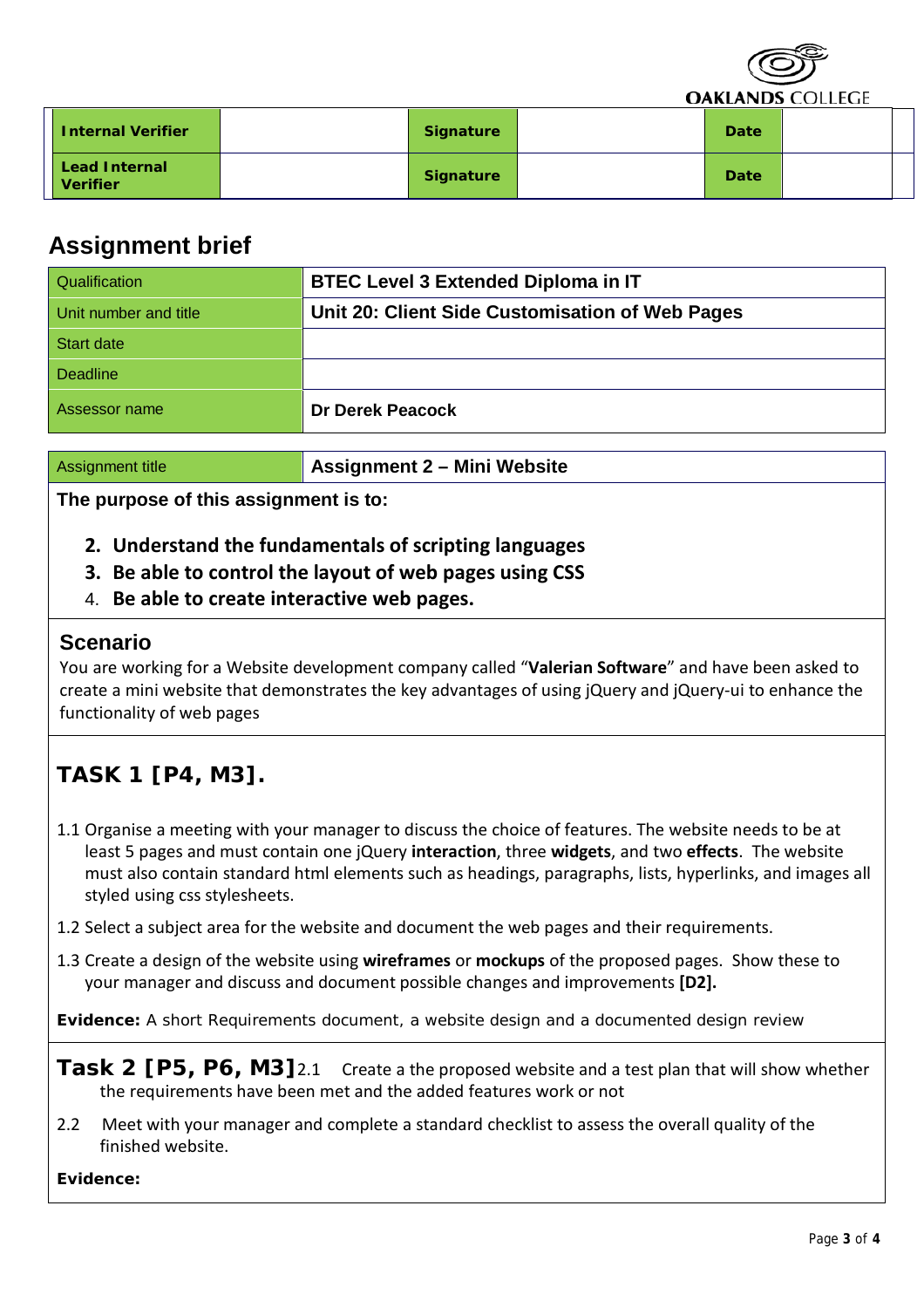| Internal Verifier | | Signature | | Date | |
|---|---|---|---|---|---|
| Lead Internal Verifier | | Signature | | Date | |

## Assignment brief

| Qualification | BTEC Level 3 Extended Diploma in IT |
|---|---|
| Unit number and title | Unit 20: Client Side Customisation of Web Pages |
| Start date | |
| Deadline | |
| Assessor name | Dr Derek Peacock |

| Assignment title | Assignment 2 – Mini Website |
|---|---|

**The purpose of this assignment is to:**

2. **Understand the fundamentals of scripting languages**
3. **Be able to control the layout of web pages using CSS**
4. **Be able to create interactive web pages.**

### Scenario

You are working for a Website development company called "**Valerian Software**" and have been asked to create a mini website that demonstrates the key advantages of using jQuery and jQuery-ui to enhance the functionality of web pages

## TASK 1 [P4, M3].

1.1 Organise a meeting with your manager to discuss the choice of features. The website needs to be at least 5 pages and must contain one jQuery **interaction**, three **widgets**, and two **effects**. The website must also contain standard html elements such as headings, paragraphs, lists, hyperlinks, and images all styled using css stylesheets.

1.2 Select a subject area for the website and document the web pages and their requirements.

1.3 Create a design of the website using **wireframes** or **mockups** of the proposed pages. Show these to your manager and discuss and document possible changes and improvements **[D2].**

**Evidence:** A short Requirements document, a website design and a documented design review

## Task 2 [P5, P6, M3]

2.1 Create a the proposed website and a test plan that will show whether the requirements have been met and the added features work or not

2.2 Meet with your manager and complete a standard checklist to assess the overall quality of the finished website.

**Evidence:**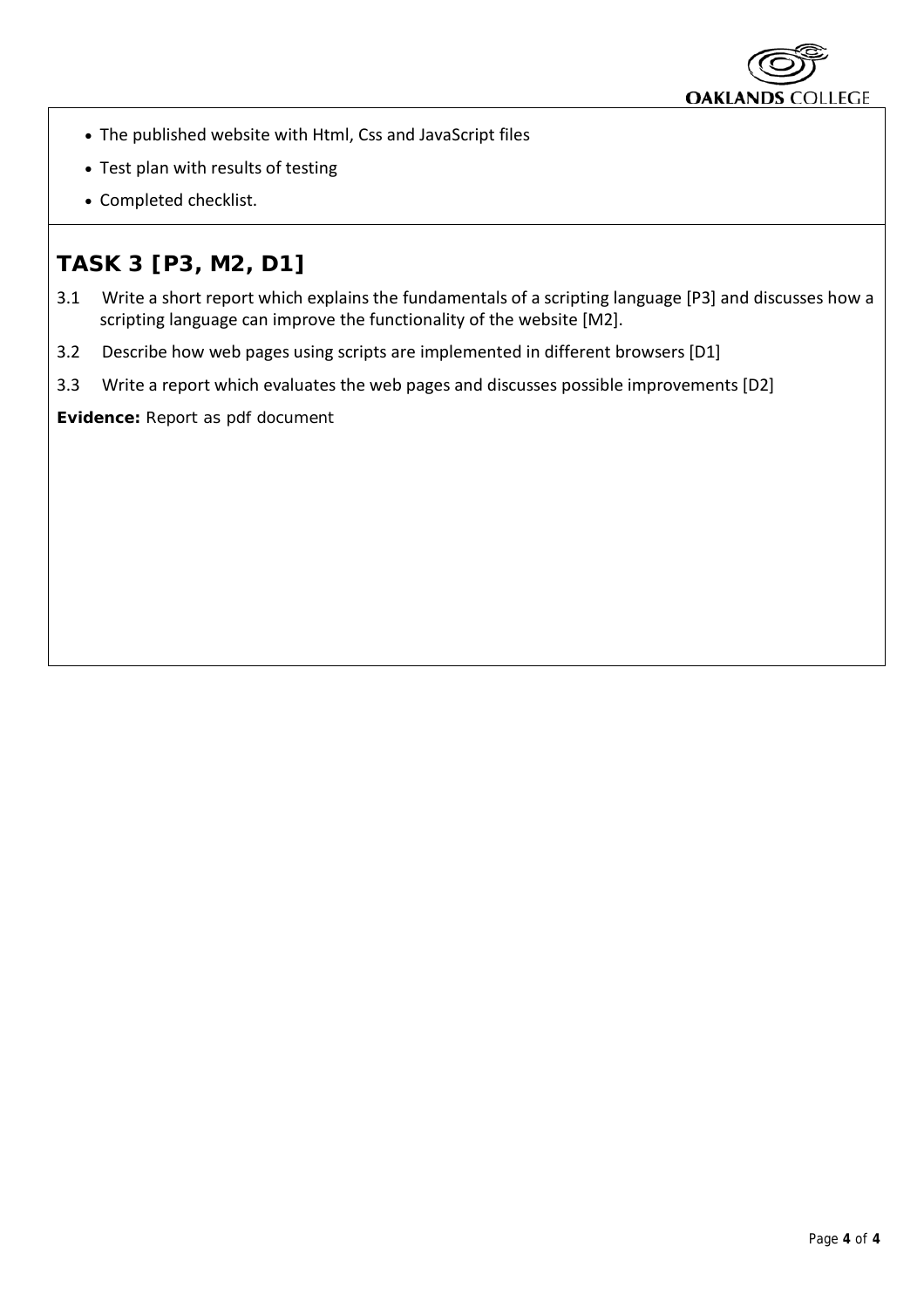- The published website with Html, Css and JavaScript files
- Test plan with results of testing
- Completed checklist.

## TASK 3 [P3, M2, D1]

3.1 Write a short report which explains the fundamentals of a scripting language [P3] and discusses how a scripting language can improve the functionality of the website [M2].

3.2 Describe how web pages using scripts are implemented in different browsers [D1]

3.3 Write a report which evaluates the web pages and discusses possible improvements [D2]

**Evidence:** Report as pdf document